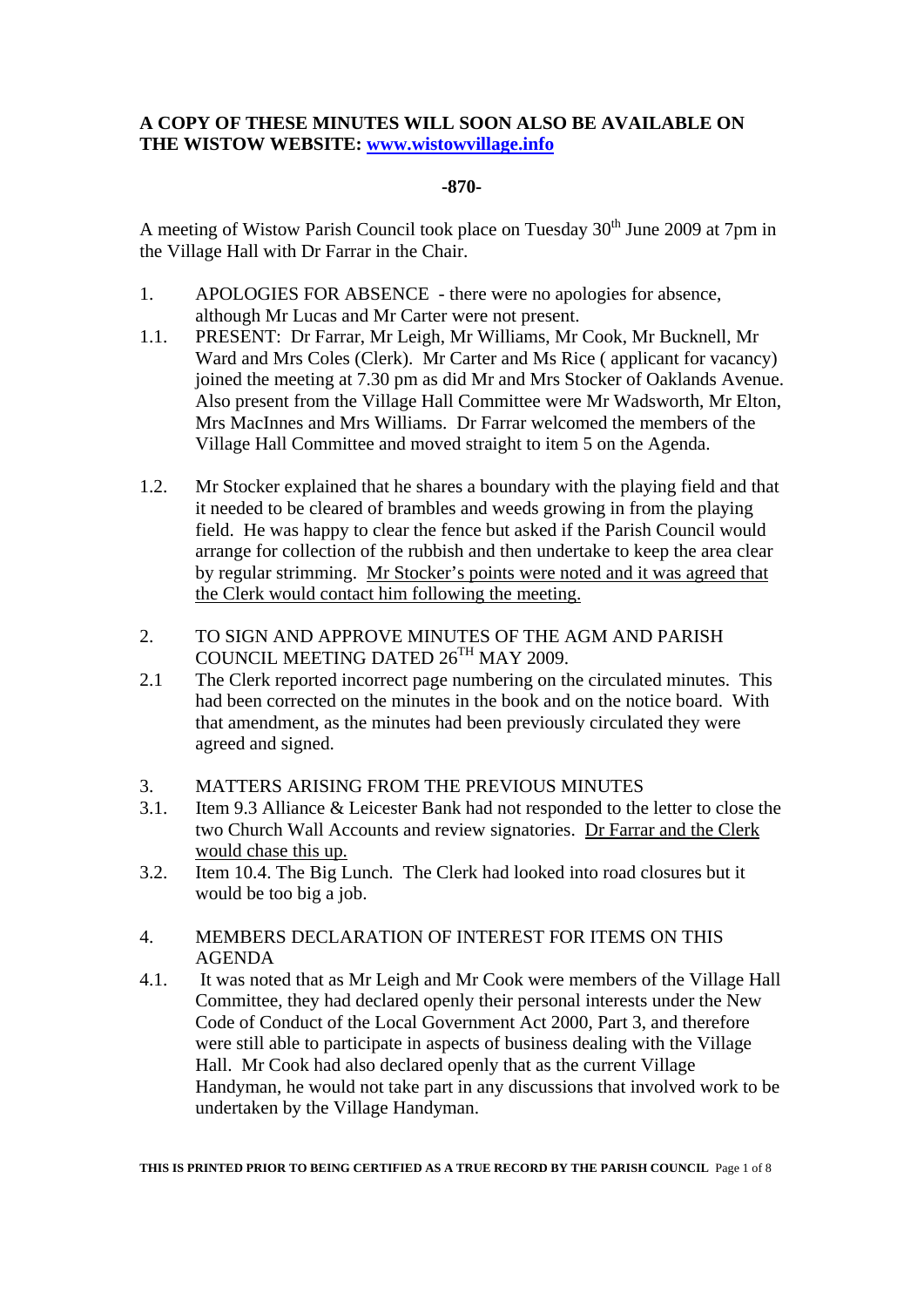**A COPY OF THESE MINUTES WILL SOON ALSO BE AVAILABLE ON THE WISTOW WEBSITE: [www.wistowvillage.info](http://www.wistowvillage.info)**

**-870-**

A meeting of Wistow Parish Council took place on Tuesday 30th June 2009 at 7pm in the Village Hall with Dr Farrar in the Chair.

1. APOLOGIES FOR ABSENCE - there were no apologies for absence, although Mr Lucas and Mr Carter were not present.

1.1. PRESENT: Dr Farrar, Mr Leigh, Mr Williams, Mr Cook, Mr Bucknell, Mr Ward and Mrs Coles (Clerk). Mr Carter and Ms Rice ( applicant for vacancy) joined the meeting at 7.30 pm as did Mr and Mrs Stocker of Oaklands Avenue. Also present from the Village Hall Committee were Mr Wadsworth, Mr Elton, Mrs MacInnes and Mrs Williams. Dr Farrar welcomed the members of the Village Hall Committee and moved straight to item 5 on the Agenda.

1.2. Mr Stocker explained that he shares a boundary with the playing field and that it needed to be cleared of brambles and weeds growing in from the playing field. He was happy to clear the fence but asked if the Parish Council would arrange for collection of the rubbish and then undertake to keep the area clear by regular strimming. <u>Mr Stocker's points were noted and it was agreed that the Clerk would contact him following the meeting.</u>

2. TO SIGN AND APPROVE MINUTES OF THE AGM AND PARISH COUNCIL MEETING DATED 26TH MAY 2009.

2.1 The Clerk reported incorrect page numbering on the circulated minutes. This had been corrected on the minutes in the book and on the notice board. With that amendment, as the minutes had been previously circulated they were agreed and signed.

3. MATTERS ARISING FROM THE PREVIOUS MINUTES

3.1. Item 9.3 Alliance & Leicester Bank had not responded to the letter to close the two Church Wall Accounts and review signatories. <u>Dr Farrar and the Clerk would chase this up.</u>

3.2. Item 10.4. The Big Lunch. The Clerk had looked into road closures but it would be too big a job.

4. MEMBERS DECLARATION OF INTEREST FOR ITEMS ON THIS AGENDA

4.1. It was noted that as Mr Leigh and Mr Cook were members of the Village Hall Committee, they had declared openly their personal interests under the New Code of Conduct of the Local Government Act 2000, Part 3, and therefore were still able to participate in aspects of business dealing with the Village Hall. Mr Cook had also declared openly that as the current Village Handyman, he would not take part in any discussions that involved work to be undertaken by the Village Handyman.

**THIS IS PRINTED PRIOR TO BEING CERTIFIED AS A TRUE RECORD BY THE PARISH COUNCIL**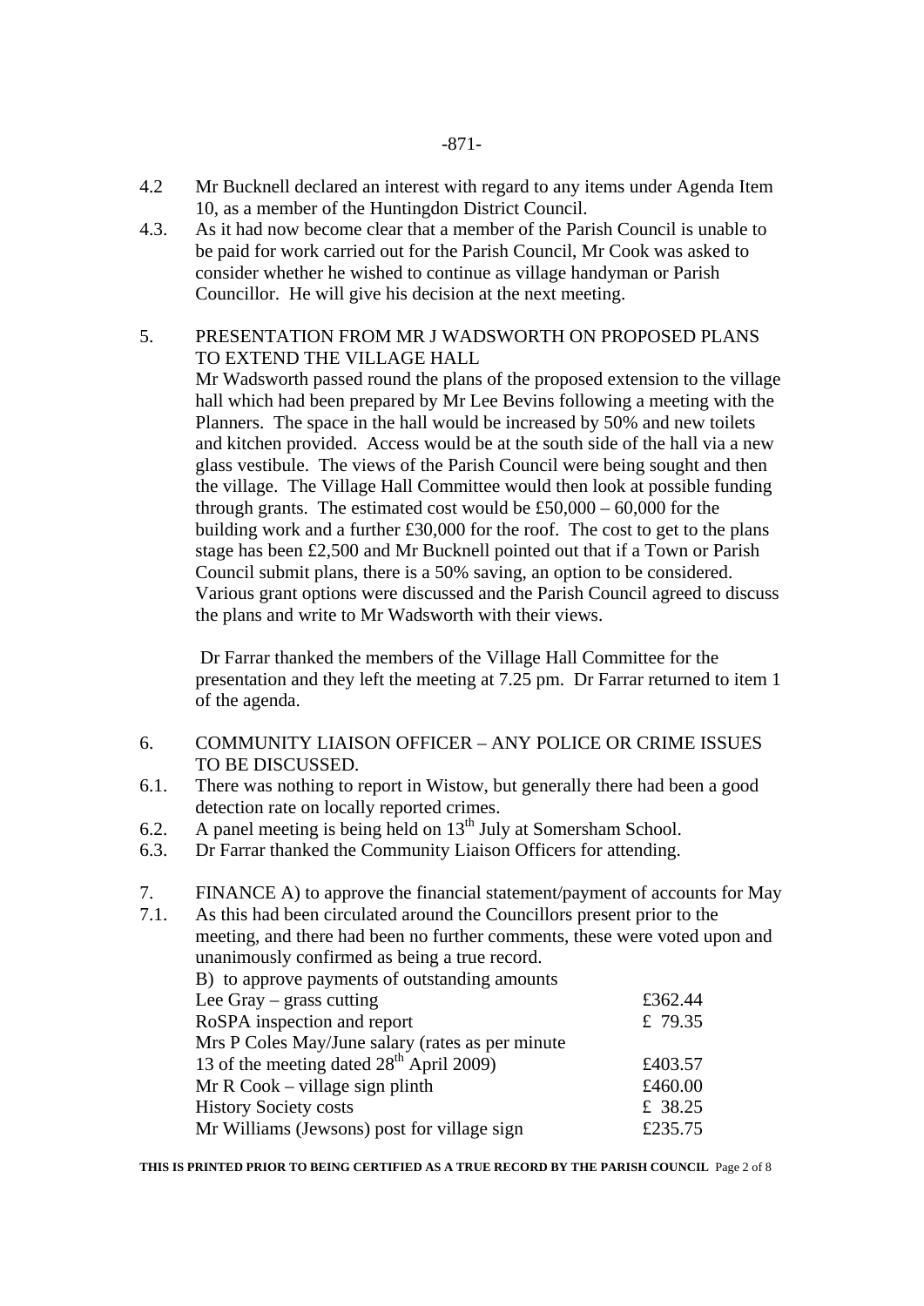4.2 Mr Bucknell declared an interest with regard to any items under Agenda Item 10, as a member of the Huntingdon District Council.

4.3. As it had now become clear that a member of the Parish Council is unable to be paid for work carried out for the Parish Council, Mr Cook was asked to consider whether he wished to continue as village handyman or Parish Councillor. He will give his decision at the next meeting.

5. PRESENTATION FROM MR J WADSWORTH ON PROPOSED PLANS TO EXTEND THE VILLAGE HALL

Mr Wadsworth passed round the plans of the proposed extension to the village hall which had been prepared by Mr Lee Bevins following a meeting with the Planners. The space in the hall would be increased by 50% and new toilets and kitchen provided. Access would be at the south side of the hall via a new glass vestibule. The views of the Parish Council were being sought and then the village. The Village Hall Committee would then look at possible funding through grants. The estimated cost would be £50,000 – 60,000 for the building work and a further £30,000 for the roof. The cost to get to the plans stage has been £2,500 and Mr Bucknell pointed out that if a Town or Parish Council submit plans, there is a 50% saving, an option to be considered. Various grant options were discussed and the Parish Council agreed to discuss the plans and write to Mr Wadsworth with their views.

Dr Farrar thanked the members of the Village Hall Committee for the presentation and they left the meeting at 7.25 pm. Dr Farrar returned to item 1 of the agenda.

6. COMMUNITY LIAISON OFFICER – ANY POLICE OR CRIME ISSUES TO BE DISCUSSED.

6.1. There was nothing to report in Wistow, but generally there had been a good detection rate on locally reported crimes.

6.2. A panel meeting is being held on 13th July at Somersham School.

6.3. Dr Farrar thanked the Community Liaison Officers for attending.

7. FINANCE A) to approve the financial statement/payment of accounts for May

7.1. As this had been circulated around the Councillors present prior to the meeting, and there had been no further comments, these were voted upon and unanimously confirmed as being a true record.

B) to approve payments of outstanding amounts

| | |
|---|---|
| Lee Gray – grass cutting | £362.44 |
| RoSPA inspection and report | £ 79.35 |
| Mrs P Coles May/June salary (rates as per minute 13 of the meeting dated 28th April 2009) | £403.57 |
| Mr R Cook – village sign plinth | £460.00 |
| History Society costs | £ 38.25 |
| Mr Williams (Jewsons) post for village sign | £235.75 |

**THIS IS PRINTED PRIOR TO BEING CERTIFIED AS A TRUE RECORD BY THE PARISH COUNCIL**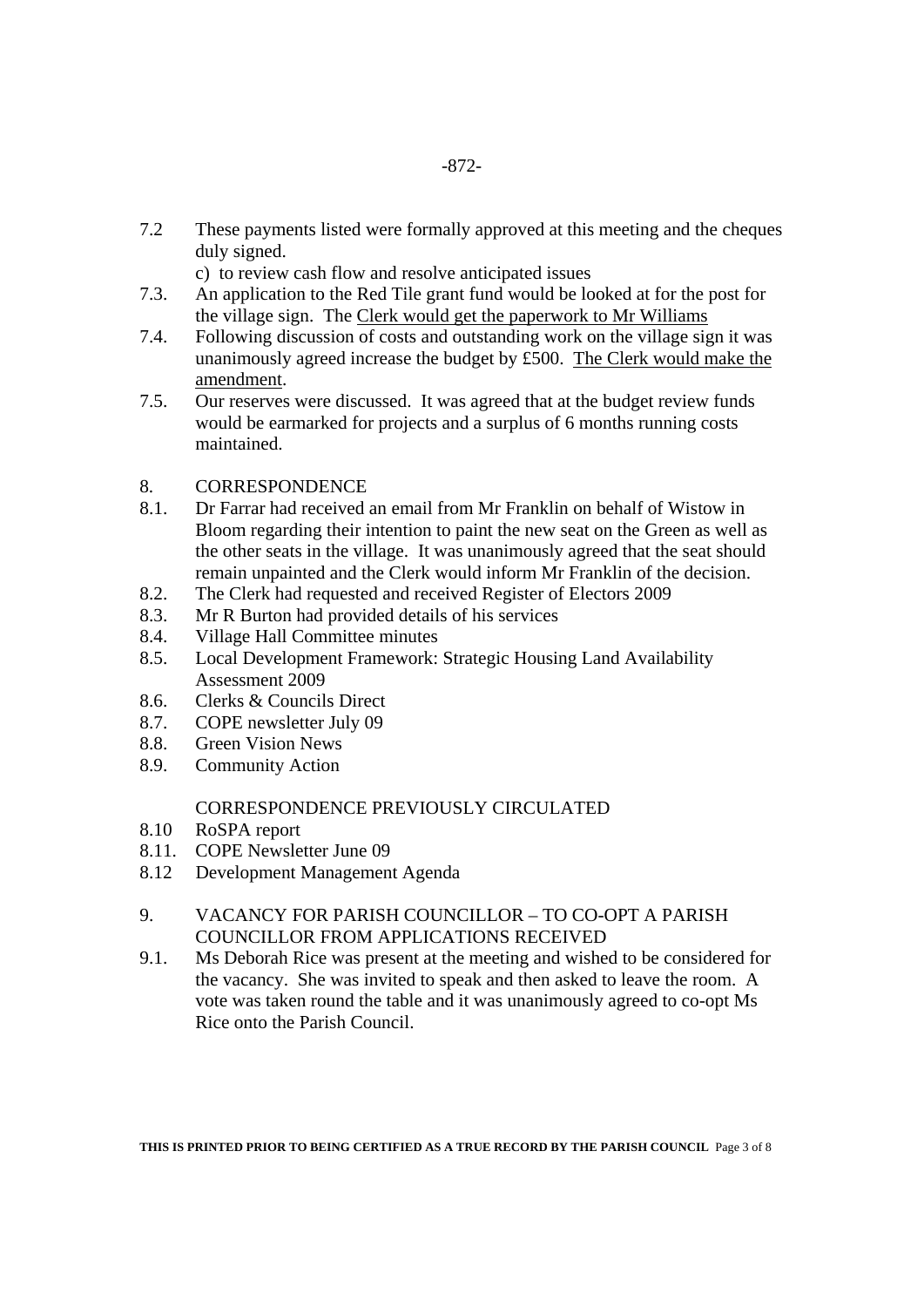7.2 These payments listed were formally approved at this meeting and the cheques duly signed.

c) to review cash flow and resolve anticipated issues

7.3. An application to the Red Tile grant fund would be looked at for the post for the village sign. The Clerk would get the paperwork to Mr Williams

7.4. Following discussion of costs and outstanding work on the village sign it was unanimously agreed increase the budget by £500. The Clerk would make the amendment.

7.5. Our reserves were discussed. It was agreed that at the budget review funds would be earmarked for projects and a surplus of 6 months running costs maintained.

8. CORRESPONDENCE

8.1. Dr Farrar had received an email from Mr Franklin on behalf of Wistow in Bloom regarding their intention to paint the new seat on the Green as well as the other seats in the village. It was unanimously agreed that the seat should remain unpainted and the Clerk would inform Mr Franklin of the decision.

8.2. The Clerk had requested and received Register of Electors 2009

8.3. Mr R Burton had provided details of his services

8.4. Village Hall Committee minutes

8.5. Local Development Framework: Strategic Housing Land Availability Assessment 2009

8.6. Clerks & Councils Direct

8.7. COPE newsletter July 09

8.8. Green Vision News

8.9. Community Action

CORRESPONDENCE PREVIOUSLY CIRCULATED

8.10 RoSPA report

8.11. COPE Newsletter June 09

8.12 Development Management Agenda

9. VACANCY FOR PARISH COUNCILLOR – TO CO-OPT A PARISH COUNCILLOR FROM APPLICATIONS RECEIVED

9.1. Ms Deborah Rice was present at the meeting and wished to be considered for the vacancy. She was invited to speak and then asked to leave the room. A vote was taken round the table and it was unanimously agreed to co-opt Ms Rice onto the Parish Council.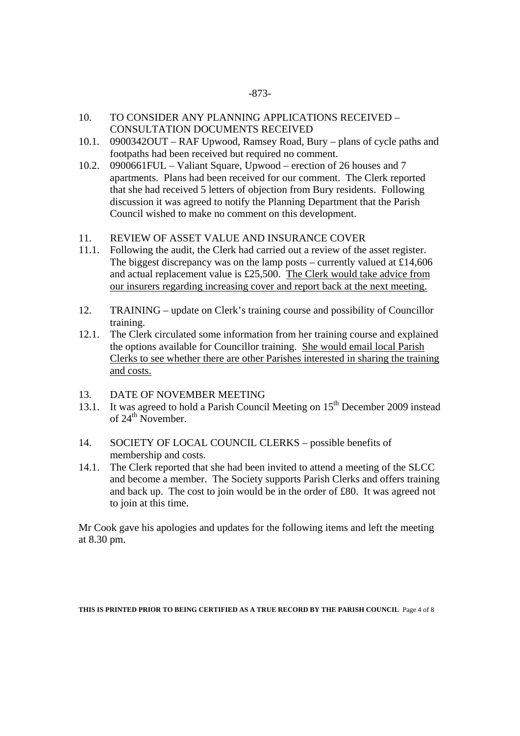10. TO CONSIDER ANY PLANNING APPLICATIONS RECEIVED – CONSULTATION DOCUMENTS RECEIVED

10.1. 0900342OUT – RAF Upwood, Ramsey Road, Bury – plans of cycle paths and footpaths had been received but required no comment.

10.2. 0900661FUL – Valiant Square, Upwood – erection of 26 houses and 7 apartments. Plans had been received for our comment. The Clerk reported that she had received 5 letters of objection from Bury residents. Following discussion it was agreed to notify the Planning Department that the Parish Council wished to make no comment on this development.

11. REVIEW OF ASSET VALUE AND INSURANCE COVER

11.1. Following the audit, the Clerk had carried out a review of the asset register. The biggest discrepancy was on the lamp posts – currently valued at £14,606 and actual replacement value is £25,500. <u>The Clerk would take advice from our insurers regarding increasing cover and report back at the next meeting.</u>

12. TRAINING – update on Clerk's training course and possibility of Councillor training.

12.1. The Clerk circulated some information from her training course and explained the options available for Councillor training. <u>She would email local Parish Clerks to see whether there are other Parishes interested in sharing the training and costs.</u>

13. DATE OF NOVEMBER MEETING

13.1. It was agreed to hold a Parish Council Meeting on 15th December 2009 instead of 24th November.

14. SOCIETY OF LOCAL COUNCIL CLERKS – possible benefits of membership and costs.

14.1. The Clerk reported that she had been invited to attend a meeting of the SLCC and become a member. The Society supports Parish Clerks and offers training and back up. The cost to join would be in the order of £80. It was agreed not to join at this time.

Mr Cook gave his apologies and updates for the following items and left the meeting at 8.30 pm.

**THIS IS PRINTED PRIOR TO BEING CERTIFIED AS A TRUE RECORD BY THE PARISH COUNCIL**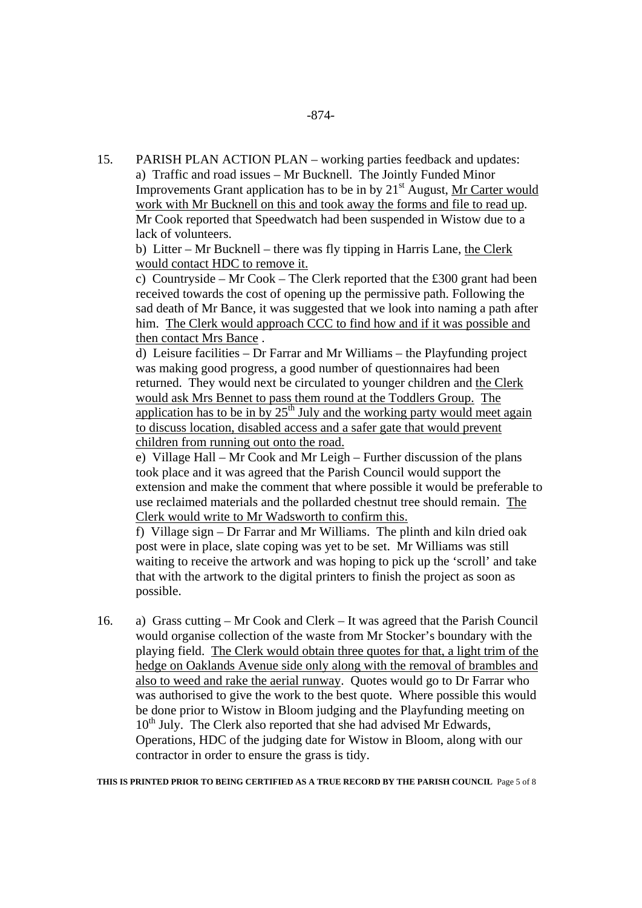15. PARISH PLAN ACTION PLAN – working parties feedback and updates:

a) Traffic and road issues – Mr Bucknell. The Jointly Funded Minor Improvements Grant application has to be in by 21st August, <u>Mr Carter would work with Mr Bucknell on this and took away the forms and file to read up</u>. Mr Cook reported that Speedwatch had been suspended in Wistow due to a lack of volunteers.

b) Litter – Mr Bucknell – there was fly tipping in Harris Lane, <u>the Clerk would contact HDC to remove it.</u>

c) Countryside – Mr Cook – The Clerk reported that the £300 grant had been received towards the cost of opening up the permissive path. Following the sad death of Mr Bance, it was suggested that we look into naming a path after him. <u>The Clerk would approach CCC to find how and if it was possible and then contact Mrs Bance</u> .

d) Leisure facilities – Dr Farrar and Mr Williams – the Playfunding project was making good progress, a good number of questionnaires had been returned. They would next be circulated to younger children and <u>the Clerk would ask Mrs Bennet to pass them round at the Toddlers Group.</u> <u>The application has to be in by 25th July and the working party would meet again to discuss location, disabled access and a safer gate that would prevent children from running out onto the road.</u>

e) Village Hall – Mr Cook and Mr Leigh – Further discussion of the plans took place and it was agreed that the Parish Council would support the extension and make the comment that where possible it would be preferable to use reclaimed materials and the pollarded chestnut tree should remain. <u>The Clerk would write to Mr Wadsworth to confirm this.</u>

f) Village sign – Dr Farrar and Mr Williams. The plinth and kiln dried oak post were in place, slate coping was yet to be set. Mr Williams was still waiting to receive the artwork and was hoping to pick up the 'scroll' and take that with the artwork to the digital printers to finish the project as soon as possible.

16. a) Grass cutting – Mr Cook and Clerk – It was agreed that the Parish Council would organise collection of the waste from Mr Stocker's boundary with the playing field. <u>The Clerk would obtain three quotes for that, a light trim of the hedge on Oaklands Avenue side only along with the removal of brambles and also to weed and rake the aerial runway</u>. Quotes would go to Dr Farrar who was authorised to give the work to the best quote. Where possible this would be done prior to Wistow in Bloom judging and the Playfunding meeting on 10th July. The Clerk also reported that she had advised Mr Edwards, Operations, HDC of the judging date for Wistow in Bloom, along with our contractor in order to ensure the grass is tidy.

**THIS IS PRINTED PRIOR TO BEING CERTIFIED AS A TRUE RECORD BY THE PARISH COUNCIL**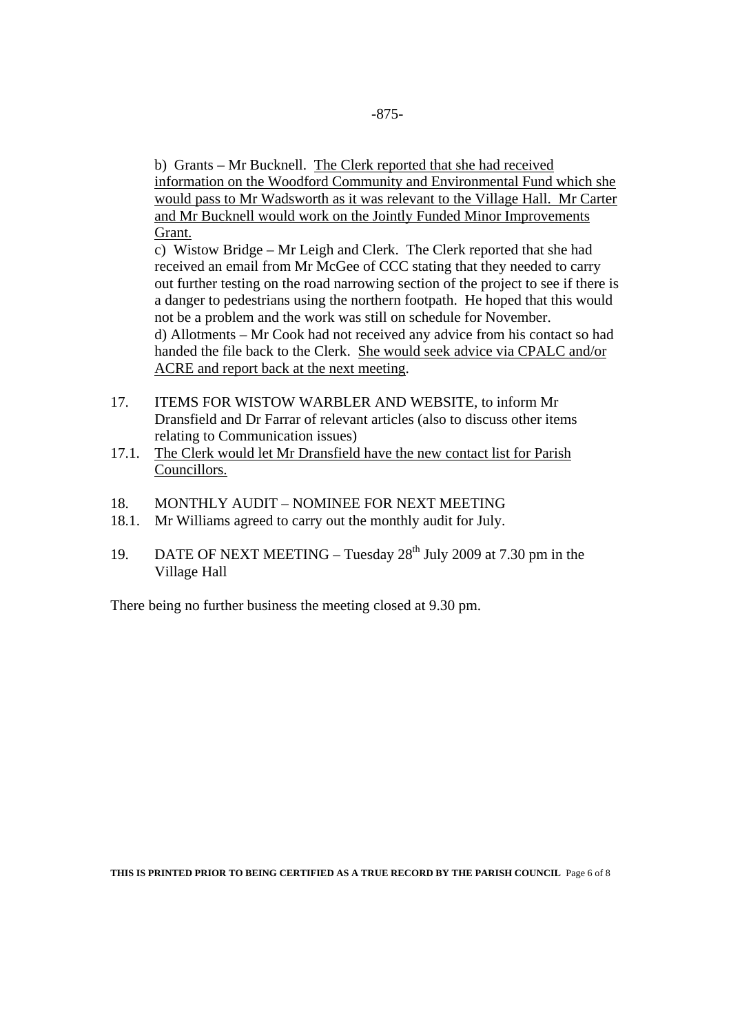b) Grants – Mr Bucknell. The Clerk reported that she had received information on the Woodford Community and Environmental Fund which she would pass to Mr Wadsworth as it was relevant to the Village Hall. Mr Carter and Mr Bucknell would work on the Jointly Funded Minor Improvements Grant.

c) Wistow Bridge – Mr Leigh and Clerk. The Clerk reported that she had received an email from Mr McGee of CCC stating that they needed to carry out further testing on the road narrowing section of the project to see if there is a danger to pedestrians using the northern footpath. He hoped that this would not be a problem and the work was still on schedule for November.

d) Allotments – Mr Cook had not received any advice from his contact so had handed the file back to the Clerk. She would seek advice via CPALC and/or ACRE and report back at the next meeting.

17. ITEMS FOR WISTOW WARBLER AND WEBSITE, to inform Mr Dransfield and Dr Farrar of relevant articles (also to discuss other items relating to Communication issues)

17.1. The Clerk would let Mr Dransfield have the new contact list for Parish Councillors.

18. MONTHLY AUDIT – NOMINEE FOR NEXT MEETING

18.1. Mr Williams agreed to carry out the monthly audit for July.

19. DATE OF NEXT MEETING – Tuesday 28th July 2009 at 7.30 pm in the Village Hall

There being no further business the meeting closed at 9.30 pm.

**THIS IS PRINTED PRIOR TO BEING CERTIFIED AS A TRUE RECORD BY THE PARISH COUNCIL**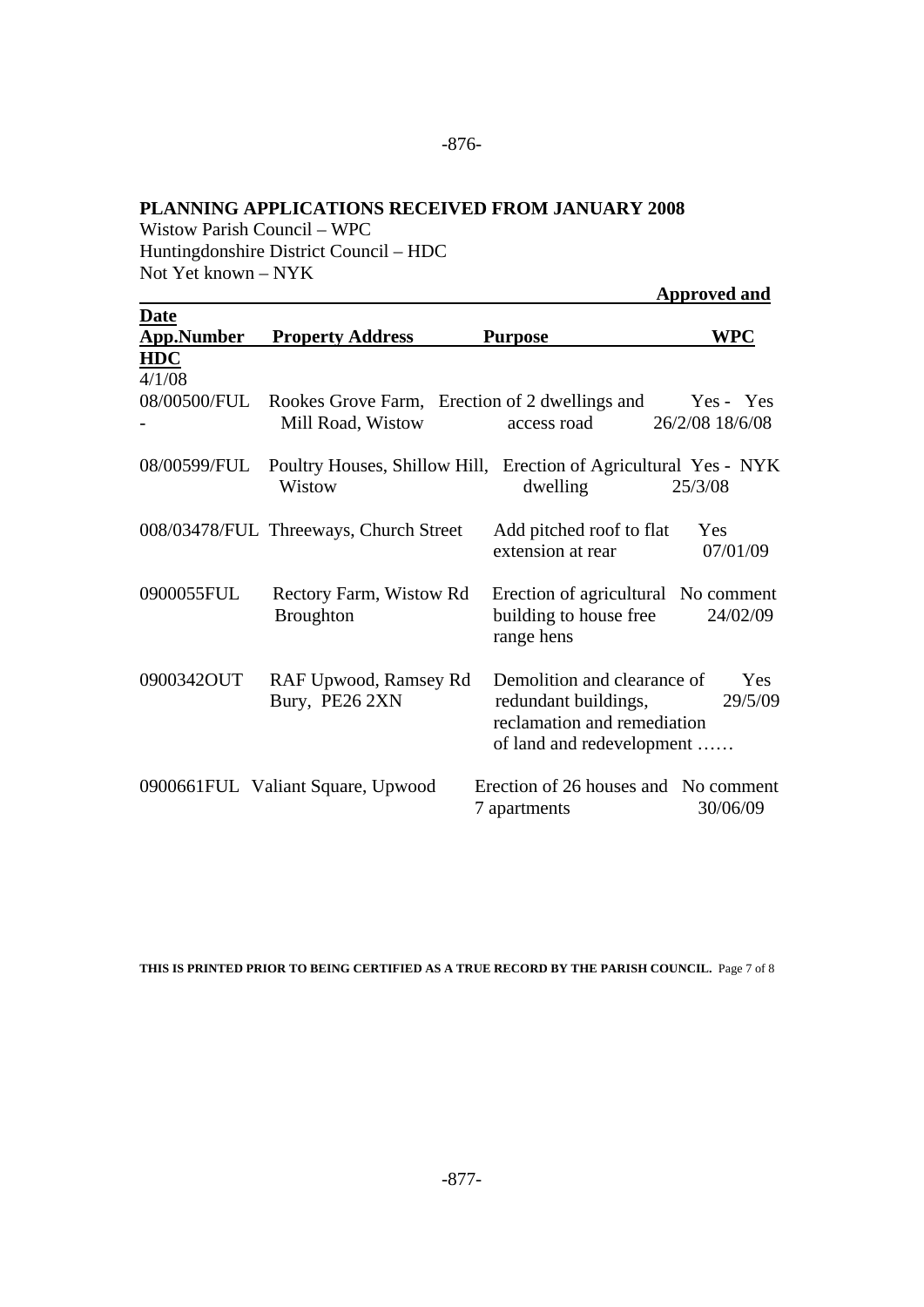## PLANNING APPLICATIONS RECEIVED FROM JANUARY 2008

Wistow Parish Council – WPC
Huntingdonshire District Council – HDC
Not Yet known – NYK

| Date App.Number | Property Address | Purpose | Approved and WPC HDC |
|---|---|---|---|
| 4/1/08 08/00500/FUL | Rookes Grove Farm, Mill Road, Wistow | Erection of 2 dwellings and access road | Yes - Yes - 26/2/08 18/6/08 |
| 08/00599/FUL | Poultry Houses, Shillow Hill, Wistow | Erection of Agricultural dwelling | Yes - NYK 25/3/08 |
| 008/03478/FUL | Threeways, Church Street | Add pitched roof to flat extension at rear | Yes 07/01/09 |
| 0900055FUL | Rectory Farm, Wistow Rd Broughton | Erection of agricultural building to house free range hens | No comment 24/02/09 |
| 0900342OUT | RAF Upwood, Ramsey Rd Bury, PE26 2XN | Demolition and clearance of redundant buildings, reclamation and remediation of land and redevelopment …… | Yes 29/5/09 |
| 0900661FUL | Valiant Square, Upwood | Erection of 26 houses and 7 apartments | No comment 30/06/09 |

**THIS IS PRINTED PRIOR TO BEING CERTIFIED AS A TRUE RECORD BY THE PARISH COUNCIL.**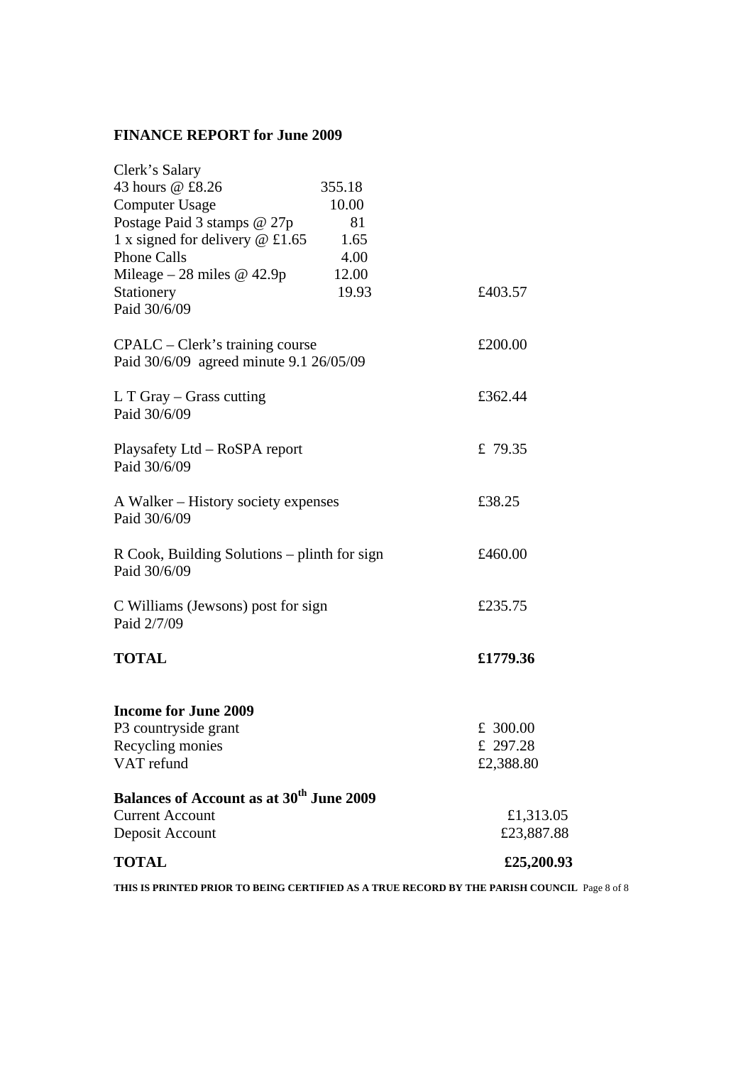**FINANCE REPORT for June 2009**

| | | |
|---|---|---|
| Clerk's Salary | | |
| 43 hours @ £8.26 | 355.18 | |
| Computer Usage | 10.00 | |
| Postage Paid 3 stamps @ 27p | 81 | |
| 1 x signed for delivery @ £1.65 | 1.65 | |
| Phone Calls | 4.00 | |
| Mileage – 28 miles @ 42.9p | 12.00 | |
| Stationery | 19.93 | £403.57 |
| Paid 30/6/09 | | |
| | | |
| CPALC – Clerk's training course | | £200.00 |
| Paid 30/6/09 agreed minute 9.1 26/05/09 | | |
| | | |
| L T Gray – Grass cutting | | £362.44 |
| Paid 30/6/09 | | |
| | | |
| Playsafety Ltd – RoSPA report | | £ 79.35 |
| Paid 30/6/09 | | |
| | | |
| A Walker – History society expenses | | £38.25 |
| Paid 30/6/09 | | |
| | | |
| R Cook, Building Solutions – plinth for sign | | £460.00 |
| Paid 30/6/09 | | |
| | | |
| C Williams (Jewsons) post for sign | | £235.75 |
| Paid 2/7/09 | | |
| | | |
| **TOTAL** | | **£1779.36** |

**Income for June 2009**

| | |
|---|---|
| P3 countryside grant | £ 300.00 |
| Recycling monies | £ 297.28 |
| VAT refund | £2,388.80 |

**Balances of Account as at 30th June 2009**

| | |
|---|---|
| Current Account | £1,313.05 |
| Deposit Account | £23,887.88 |
| **TOTAL** | **£25,200.93** |

**THIS IS PRINTED PRIOR TO BEING CERTIFIED AS A TRUE RECORD BY THE PARISH COUNCIL**